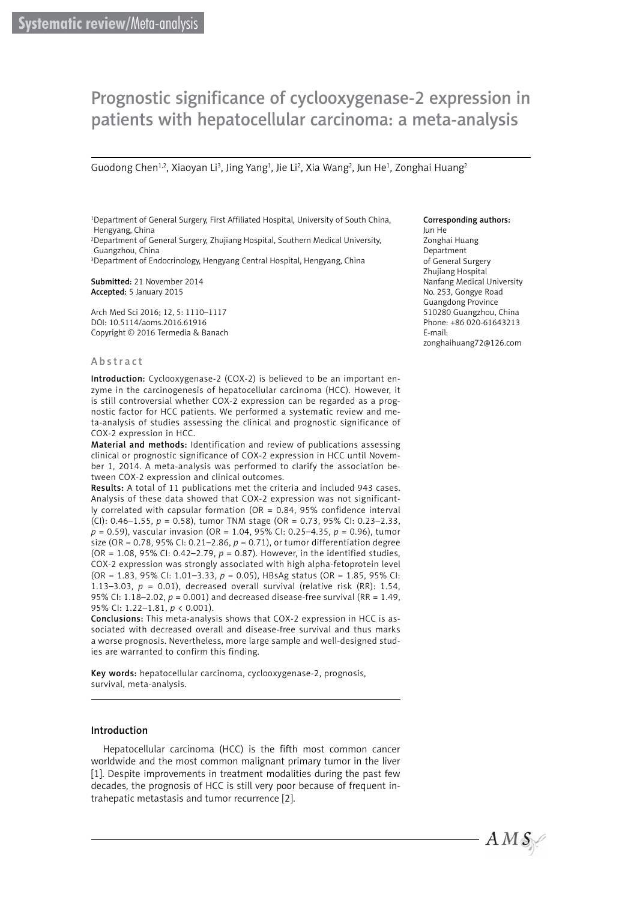Systematic review/Meta-analysis

# Prognostic significance of cyclooxygenase-2 expression in patients with hepatocellular carcinoma: a meta-analysis

Guodong Chen[1,2], Xiaoyan Li[3], Jing Yang[1], Jie Li[2], Xia Wang[2], Jun He[1], Zonghai Huang[2]

[1]Department of General Surgery, First Affiliated Hospital, University of South China, Hengyang, China
[2]Department of General Surgery, Zhujiang Hospital, Southern Medical University, Guangzhou, China
[3]Department of Endocrinology, Hengyang Central Hospital, Hengyang, China

**Submitted:** 21 November 2014
**Accepted:** 5 January 2015

Arch Med Sci 2016; 12, 5: 1110–1117
DOI: 10.5114/aoms.2016.61916
Copyright © 2016 Termedia & Banach

**Corresponding authors:**
Jun He
Zonghai Huang
Department
of General Surgery
Zhujiang Hospital
Nanfang Medical University
No. 253, Gongye Road
Guangdong Province
510280 Guangzhou, China
Phone: +86 020-61643213
E-mail:
zonghaihuang72@126.com

## Abstract

**Introduction:** Cyclooxygenase-2 (COX-2) is believed to be an important enzyme in the carcinogenesis of hepatocellular carcinoma (HCC). However, it is still controversial whether COX-2 expression can be regarded as a prognostic factor for HCC patients. We performed a systematic review and meta-analysis of studies assessing the clinical and prognostic significance of COX-2 expression in HCC.

**Material and methods:** Identification and review of publications assessing clinical or prognostic significance of COX-2 expression in HCC until November 1, 2014. A meta-analysis was performed to clarify the association between COX-2 expression and clinical outcomes.

**Results:** A total of 11 publications met the criteria and included 943 cases. Analysis of these data showed that COX-2 expression was not significantly correlated with capsular formation (OR = 0.84, 95% confidence interval (CI): 0.46–1.55, $p = 0.58$), tumor TNM stage (OR = 0.73, 95% CI: 0.23–2.33, $p = 0.59$), vascular invasion (OR = 1.04, 95% CI: 0.25–4.35, $p = 0.96$), tumor size (OR = 0.78, 95% CI: 0.21–2.86, $p = 0.71$), or tumor differentiation degree (OR = 1.08, 95% CI: 0.42–2.79, $p = 0.87$). However, in the identified studies, COX-2 expression was strongly associated with high alpha-fetoprotein level (OR = 1.83, 95% CI: 1.01–3.33, $p = 0.05$), HBsAg status (OR = 1.85, 95% CI: 1.13–3.03, $p = 0.01$), decreased overall survival (relative risk (RR): 1.54, 95% CI: 1.18–2.02, $p = 0.001$) and decreased disease-free survival (RR = 1.49, 95% CI: 1.22–1.81, $p < 0.001$).

**Conclusions:** This meta-analysis shows that COX-2 expression in HCC is associated with decreased overall and disease-free survival and thus marks a worse prognosis. Nevertheless, more large sample and well-designed studies are warranted to confirm this finding.

**Key words:** hepatocellular carcinoma, cyclooxygenase-2, prognosis, survival, meta-analysis.

## Introduction

Hepatocellular carcinoma (HCC) is the fifth most common cancer worldwide and the most common malignant primary tumor in the liver [1]. Despite improvements in treatment modalities during the past few decades, the prognosis of HCC is still very poor because of frequent intrahepatic metastasis and tumor recurrence [2].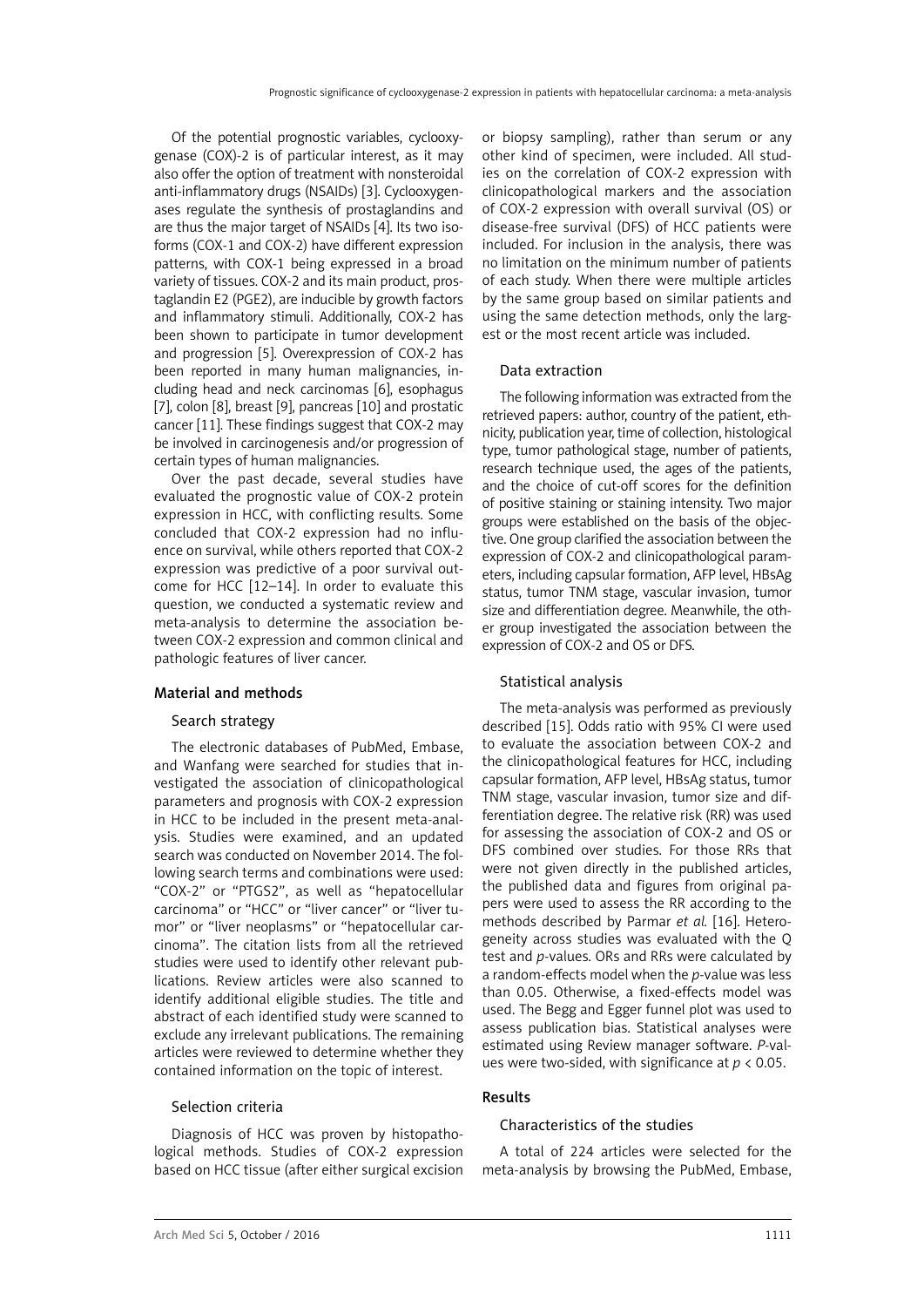Of the potential prognostic variables, cyclooxygenase (COX)-2 is of particular interest, as it may also offer the option of treatment with nonsteroidal anti-inflammatory drugs (NSAIDs) [3]. Cyclooxygenases regulate the synthesis of prostaglandins and are thus the major target of NSAIDs [4]. Its two isoforms (COX-1 and COX-2) have different expression patterns, with COX-1 being expressed in a broad variety of tissues. COX-2 and its main product, prostaglandin E2 (PGE2), are inducible by growth factors and inflammatory stimuli. Additionally, COX-2 has been shown to participate in tumor development and progression [5]. Overexpression of COX-2 has been reported in many human malignancies, including head and neck carcinomas [6], esophagus [7], colon [8], breast [9], pancreas [10] and prostatic cancer [11]. These findings suggest that COX-2 may be involved in carcinogenesis and/or progression of certain types of human malignancies.

Over the past decade, several studies have evaluated the prognostic value of COX-2 protein expression in HCC, with conflicting results. Some concluded that COX-2 expression had no influence on survival, while others reported that COX-2 expression was predictive of a poor survival outcome for HCC [12–14]. In order to evaluate this question, we conducted a systematic review and meta-analysis to determine the association between COX-2 expression and common clinical and pathologic features of liver cancer.

## Material and methods

### Search strategy

The electronic databases of PubMed, Embase, and Wanfang were searched for studies that investigated the association of clinicopathological parameters and prognosis with COX-2 expression in HCC to be included in the present meta-analysis. Studies were examined, and an updated search was conducted on November 2014. The following search terms and combinations were used: "COX-2" or "PTGS2", as well as "hepatocellular carcinoma" or "HCC" or "liver cancer" or "liver tumor" or "liver neoplasms" or "hepatocellular carcinoma". The citation lists from all the retrieved studies were used to identify other relevant publications. Review articles were also scanned to identify additional eligible studies. The title and abstract of each identified study were scanned to exclude any irrelevant publications. The remaining articles were reviewed to determine whether they contained information on the topic of interest.

### Selection criteria

Diagnosis of HCC was proven by histopathological methods. Studies of COX-2 expression based on HCC tissue (after either surgical excision or biopsy sampling), rather than serum or any other kind of specimen, were included. All studies on the correlation of COX-2 expression with clinicopathological markers and the association of COX-2 expression with overall survival (OS) or disease-free survival (DFS) of HCC patients were included. For inclusion in the analysis, there was no limitation on the minimum number of patients of each study. When there were multiple articles by the same group based on similar patients and using the same detection methods, only the largest or the most recent article was included.

### Data extraction

The following information was extracted from the retrieved papers: author, country of the patient, ethnicity, publication year, time of collection, histological type, tumor pathological stage, number of patients, research technique used, the ages of the patients, and the choice of cut-off scores for the definition of positive staining or staining intensity. Two major groups were established on the basis of the objective. One group clarified the association between the expression of COX-2 and clinicopathological parameters, including capsular formation, AFP level, HBsAg status, tumor TNM stage, vascular invasion, tumor size and differentiation degree. Meanwhile, the other group investigated the association between the expression of COX-2 and OS or DFS.

### Statistical analysis

The meta-analysis was performed as previously described [15]. Odds ratio with 95% CI were used to evaluate the association between COX-2 and the clinicopathological features for HCC, including capsular formation, AFP level, HBsAg status, tumor TNM stage, vascular invasion, tumor size and differentiation degree. The relative risk (RR) was used for assessing the association of COX-2 and OS or DFS combined over studies. For those RRs that were not given directly in the published articles, the published data and figures from original papers were used to assess the RR according to the methods described by Parmar *et al.* [16]. Heterogeneity across studies was evaluated with the Q test and *p*-values. ORs and RRs were calculated by a random-effects model when the *p*-value was less than 0.05. Otherwise, a fixed-effects model was used. The Begg and Egger funnel plot was used to assess publication bias. Statistical analyses were estimated using Review manager software. *P*-values were two-sided, with significance at $p < 0.05$.

## Results

### Characteristics of the studies

A total of 224 articles were selected for the meta-analysis by browsing the PubMed, Embase,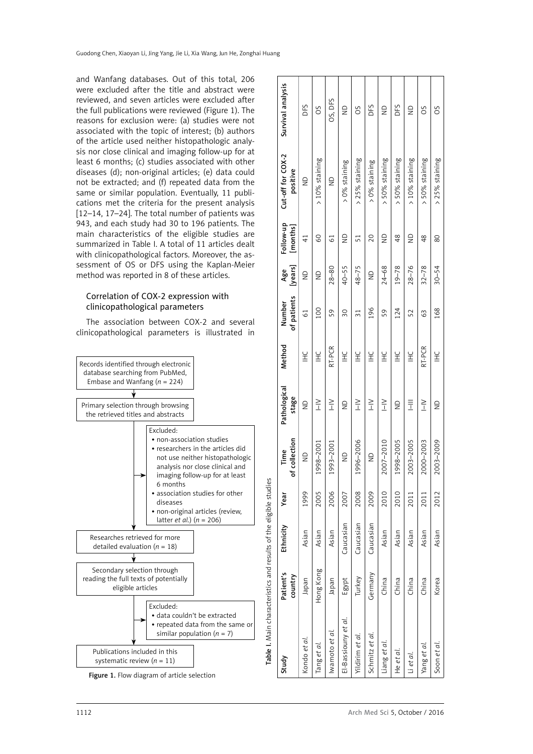and Wanfang databases. Out of this total, 206 were excluded after the title and abstract were reviewed, and seven articles were excluded after the full publications were reviewed (Figure 1). The reasons for exclusion were: (a) studies were not associated with the topic of interest; (b) authors of the article used neither histopathologic analysis nor close clinical and imaging follow-up for at least 6 months; (c) studies associated with other diseases (d); non-original articles; (e) data could not be extracted; and (f) repeated data from the same or similar population. Eventually, 11 publications met the criteria for the present analysis [12–14, 17–24]. The total number of patients was 943, and each study had 30 to 196 patients. The main characteristics of the eligible studies are summarized in Table I. A total of 11 articles dealt with clinicopathological factors. Moreover, the assessment of OS or DFS using the Kaplan-Meier method was reported in 8 of these articles.

### Correlation of COX-2 expression with clinicopathological parameters

The association between COX-2 and several clinicopathological parameters is illustrated in

Records identified through electronic database searching from PubMed, Embase and Wanfang (*n* = 224)

Primary selection through browsing the retrieved titles and abstracts

Excluded:
- non-association studies
- researchers in the articles did not use neither histopathologic analysis nor close clinical and imaging follow-up for at least 6 months
- association studies for other diseases
- non-original articles (review, latter *et al.*) (*n* = 206)

Researches retrieved for more detailed evaluation (*n* = 18)

Secondary selection through reading the full texts of potentially eligible articles

Excluded:
- data couldn't be extracted
- repeated data from the same or similar population (*n* = 7)

Publications included in this systematic review (*n* = 11)

**Figure 1.** Flow diagram of article selection

**Table I.** Main characteristics and results of the eligible studies

| Study | Patient's country | Ethnicity | Year | Time of collection | Pathological stage | Method | Number of patients | Age [years] | Follow-up [months] | Cut-off for COX-2 positive | Survival analysis |
|---|---|---|---|---|---|---|---|---|---|---|---|
| Kondo *et al.* | Japan | Asian | 1999 | ND | ND | IHC | 61 | ND | 41 | ND | DFS |
| Tang *et al.* | Hong Kong | Asian | 2005 | 1998–2001 | I–IV | IHC | 100 | ND | 60 | > 10% staining | OS |
| Iwamoto *et al.* | Japan | Asian | 2006 | 1993–2001 | I–IV | RT-PCR | 59 | 28–80 | 61 | ND | OS, DFS |
| El-Bassiouny *et al.* | Egypt | Caucasian | 2007 | ND | ND | IHC | 30 | 40–55 | ND | > 0% staining | ND |
| Yildirim *et al.* | Turkey | Caucasian | 2008 | 1996–2006 | I–IV | IHC | 31 | 48–75 | 51 | > 25% staining | OS |
| Schmitz *et al.* | Germany | Caucasian | 2009 | ND | I–IV | IHC | 196 | ND | 20 | > 0% staining | DFS |
| Liang *et al.* | China | Asian | 2010 | 2007–2010 | I–IV | IHC | 59 | 24–68 | ND | > 50% staining | ND |
| He *et al.* | China | Asian | 2010 | 1998–2005 | ND | IHC | 124 | 19–78 | 48 | > 50% staining | DFS |
| Li *et al.* | China | Asian | 2011 | 2003–2005 | I–III | IHC | 52 | 28–76 | ND | > 10% staining | ND |
| Yang *et al.* | China | Asian | 2011 | 2000–2003 | I–IV | RT-PCR | 63 | 32–78 | 48 | > 50% staining | OS |
| Soon *et al.* | Korea | Asian | 2012 | 2003–2009 | ND | IHC | 168 | 30–54 | 80 | > 25% staining | OS |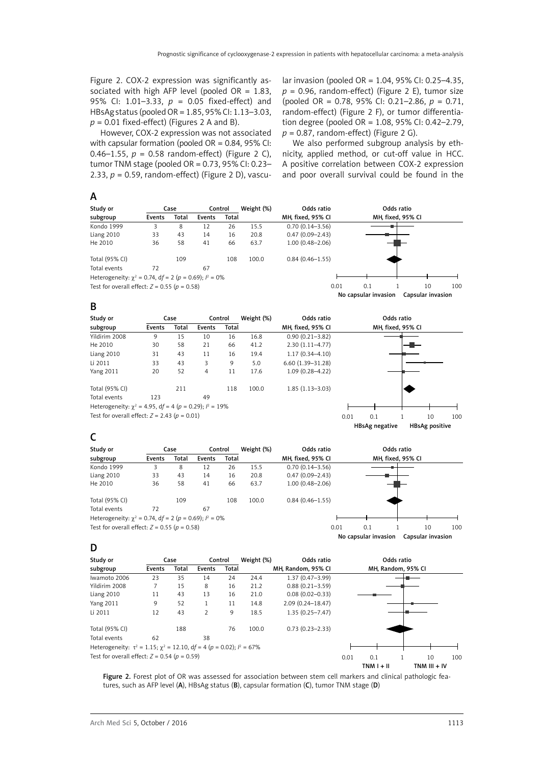Figure 2. COX-2 expression was significantly associated with high AFP level (pooled OR = 1.83, 95% CI: 1.01–3.33, $p$ = 0.05 fixed-effect) and HBsAg status (pooled OR = 1.85, 95% CI: 1.13–3.03, $p$ = 0.01 fixed-effect) (Figures 2 A and B).

However, COX-2 expression was not associated with capsular formation (pooled OR = 0.84, 95% CI: 0.46–1.55, $p$ = 0.58 random-effect) (Figure 2 C), tumor TNM stage (pooled OR = 0.73, 95% CI: 0.23–2.33, $p$ = 0.59, random-effect) (Figure 2 D), vascular invasion (pooled OR = 1.04, 95% CI: 0.25–4.35, $p$ = 0.96, random-effect) (Figure 2 E), tumor size (pooled OR = 0.78, 95% CI: 0.21–2.86, $p$ = 0.71, random-effect) (Figure 2 F), or tumor differentiation degree (pooled OR = 1.08, 95% CI: 0.42–2.79, $p$ = 0.87, random-effect) (Figure 2 G).

We also performed subgroup analysis by ethnicity, applied method, or cut-off value in HCC. A positive correlation between COX-2 expression and poor overall survival could be found in the

**A**

| Study or subgroup | Case Events | Case Total | Control Events | Control Total | Weight (%) | Odds ratio MH, fixed, 95% CI |
|---|---|---|---|---|---|---|
| Kondo 1999 | 3 | 8 | 12 | 26 | 15.5 | 0.70 (0.14–3.56) |
| Liang 2010 | 33 | 43 | 14 | 16 | 20.8 | 0.47 (0.09–2.43) |
| He 2010 | 36 | 58 | 41 | 66 | 63.7 | 1.00 (0.48–2.06) |
| Total (95% CI) | | 109 | | 108 | 100.0 | 0.84 (0.46–1.55) |
| Total events | 72 | | 67 | | | |

Heterogeneity: $\chi^2$ = 0.74, df = 2 ($p$ = 0.69); $I^2$ = 0%
Test for overall effect: $Z$ = 0.55 ($p$ = 0.58)

No capsular invasion — Capsular invasion

**B**

| Study or subgroup | Case Events | Case Total | Control Events | Control Total | Weight (%) | Odds ratio MH, fixed, 95% CI |
|---|---|---|---|---|---|---|
| Yildirim 2008 | 9 | 15 | 10 | 16 | 16.8 | 0.90 (0.21–3.82) |
| He 2010 | 30 | 58 | 21 | 66 | 41.2 | 2.30 (1.11–4.77) |
| Liang 2010 | 31 | 43 | 11 | 16 | 19.4 | 1.17 (0.34–4.10) |
| Li 2011 | 33 | 43 | 3 | 9 | 5.0 | 6.60 (1.39–31.28) |
| Yang 2011 | 20 | 52 | 4 | 11 | 17.6 | 1.09 (0.28–4.22) |
| Total (95% CI) | | 211 | | 118 | 100.0 | 1.85 (1.13–3.03) |
| Total events | 123 | | 49 | | | |

Heterogeneity: $\chi^2$ = 4.95, df = 4 ($p$ = 0.29); $I^2$ = 19%
Test for overall effect: $Z$ = 2.43 ($p$ = 0.01)

HBsAg negative — HBsAg positive

**C**

| Study or subgroup | Case Events | Case Total | Control Events | Control Total | Weight (%) | Odds ratio MH, fixed, 95% CI |
|---|---|---|---|---|---|---|
| Kondo 1999 | 3 | 8 | 12 | 26 | 15.5 | 0.70 (0.14–3.56) |
| Liang 2010 | 33 | 43 | 14 | 16 | 20.8 | 0.47 (0.09–2.43) |
| He 2010 | 36 | 58 | 41 | 66 | 63.7 | 1.00 (0.48–2.06) |
| Total (95% CI) | | 109 | | 108 | 100.0 | 0.84 (0.46–1.55) |
| Total events | 72 | | 67 | | | |

Heterogeneity: $\chi^2$ = 0.74, df = 2 ($p$ = 0.69); $I^2$ = 0%
Test for overall effect: $Z$ = 0.55 ($p$ = 0.58)

No capsular invasion — Capsular invasion

**D**

| Study or subgroup | Case Events | Case Total | Control Events | Control Total | Weight (%) | Odds ratio MH, Random, 95% CI |
|---|---|---|---|---|---|---|
| Iwamoto 2006 | 23 | 35 | 14 | 24 | 24.4 | 1.37 (0.47–3.99) |
| Yildirim 2008 | 7 | 15 | 8 | 16 | 21.2 | 0.88 (0.21–3.59) |
| Liang 2010 | 11 | 43 | 13 | 16 | 21.0 | 0.08 (0.02–0.33) |
| Yang 2011 | 9 | 52 | 1 | 11 | 14.8 | 2.09 (0.24–18.47) |
| Li 2011 | 12 | 43 | 2 | 9 | 18.5 | 1.35 (0.25–7.47) |
| Total (95% CI) | | 188 | | 76 | 100.0 | 0.73 (0.23–2.33) |
| Total events | 62 | | 38 | | | |

Heterogeneity: $\tau^2$ = 1.15; $\chi^2$ = 12.10, df = 4 ($p$ = 0.02); $I^2$ = 67%
Test for overall effect: $Z$ = 0.54 ($p$ = 0.59)

TNM I + II — TNM III + IV

**Figure 2.** Forest plot of OR was assessed for association between stem cell markers and clinical pathologic features, such as AFP level (**A**), HBsAg status (**B**), capsular formation (**C**), tumor TNM stage (**D**)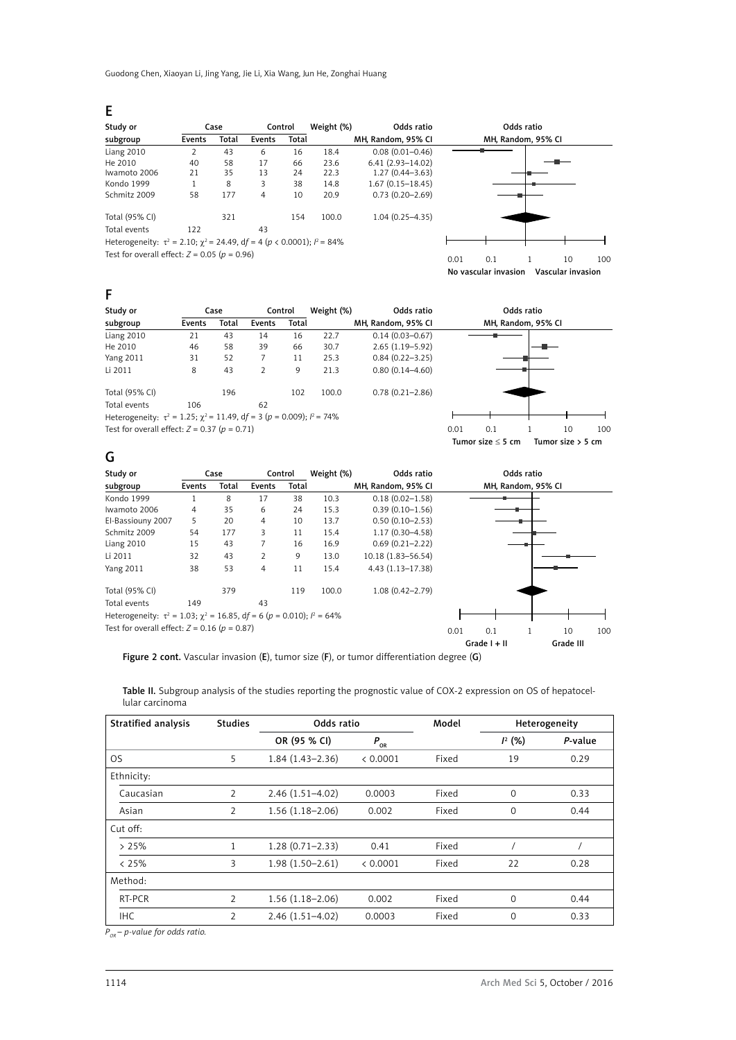## E

| Study or subgroup | Case Events | Case Total | Control Events | Control Total | Weight (%) | Odds ratio MH, Random, 95% CI |
|---|---|---|---|---|---|---|
| Liang 2010 | 2 | 43 | 6 | 16 | 18.4 | 0.08 (0.01–0.46) |
| He 2010 | 40 | 58 | 17 | 66 | 23.6 | 6.41 (2.93–14.02) |
| Iwamoto 2006 | 21 | 35 | 13 | 24 | 22.3 | 1.27 (0.44–3.63) |
| Kondo 1999 | 1 | 8 | 3 | 38 | 14.8 | 1.67 (0.15–18.45) |
| Schmitz 2009 | 58 | 177 | 4 | 10 | 20.9 | 0.73 (0.20–2.69) |
| Total (95% CI) | | 321 | | 154 | 100.0 | 1.04 (0.25–4.35) |
| Total events | 122 | | 43 | | | |

Heterogeneity: $\tau^2 = 2.10$; $\chi^2 = 24.49$, $df = 4$ ($p < 0.0001$); $I^2 = 84\%$

Test for overall effect: $Z = 0.05$ ($p = 0.96$)

No vascular invasion — Vascular invasion

## F

| Study or subgroup | Case Events | Case Total | Control Events | Control Total | Weight (%) | Odds ratio MH, Random, 95% CI |
|---|---|---|---|---|---|---|
| Liang 2010 | 21 | 43 | 14 | 16 | 22.7 | 0.14 (0.03–0.67) |
| He 2010 | 46 | 58 | 39 | 66 | 30.7 | 2.65 (1.19–5.92) |
| Yang 2011 | 31 | 52 | 7 | 11 | 25.3 | 0.84 (0.22–3.25) |
| Li 2011 | 8 | 43 | 2 | 9 | 21.3 | 0.80 (0.14–4.60) |
| Total (95% CI) | | 196 | | 102 | 100.0 | 0.78 (0.21–2.86) |
| Total events | 106 | | 62 | | | |

Heterogeneity: $\tau^2 = 1.25$; $\chi^2 = 11.49$, $df = 3$ ($p = 0.009$); $I^2 = 74\%$

Test for overall effect: $Z = 0.37$ ($p = 0.71$)

Tumor size ≤ 5 cm — Tumor size > 5 cm

## G

| Study or subgroup | Case Events | Case Total | Control Events | Control Total | Weight (%) | Odds ratio MH, Random, 95% CI |
|---|---|---|---|---|---|---|
| Kondo 1999 | 1 | 8 | 17 | 38 | 10.3 | 0.18 (0.02–1.58) |
| Iwamoto 2006 | 4 | 35 | 6 | 24 | 15.3 | 0.39 (0.10–1.56) |
| El-Bassiouny 2007 | 5 | 20 | 4 | 10 | 13.7 | 0.50 (0.10–2.53) |
| Schmitz 2009 | 54 | 177 | 3 | 11 | 15.4 | 1.17 (0.30–4.58) |
| Liang 2010 | 15 | 43 | 7 | 16 | 16.9 | 0.69 (0.21–2.22) |
| Li 2011 | 32 | 43 | 2 | 9 | 13.0 | 10.18 (1.83–56.54) |
| Yang 2011 | 38 | 53 | 4 | 11 | 15.4 | 4.43 (1.13–17.38) |
| Total (95% CI) | | 379 | | 119 | 100.0 | 1.08 (0.42–2.79) |
| Total events | 149 | | 43 | | | |

Heterogeneity: $\tau^2 = 1.03$; $\chi^2 = 16.85$, $df = 6$ ($p = 0.010$); $I^2 = 64\%$

Test for overall effect: $Z = 0.16$ ($p = 0.87$)

Grade I + II — Grade III

**Figure 2 cont.** Vascular invasion (**E**), tumor size (**F**), or tumor differentiation degree (**G**)

**Table II.** Subgroup analysis of the studies reporting the prognostic value of COX-2 expression on OS of hepatocellular carcinoma

| Stratified analysis | Studies | Odds ratio | | Model | Heterogeneity | |
|---|---|---|---|---|---|---|
| | | OR (95 % CI) | $P_{OR}$ | | $I^2$ (%) | *P*-value |
| OS | 5 | 1.84 (1.43–2.36) | < 0.0001 | Fixed | 19 | 0.29 |
| Ethnicity: | | | | | | |
| Caucasian | 2 | 2.46 (1.51–4.02) | 0.0003 | Fixed | 0 | 0.33 |
| Asian | 2 | 1.56 (1.18–2.06) | 0.002 | Fixed | 0 | 0.44 |
| Cut off: | | | | | | |
| > 25% | 1 | 1.28 (0.71–2.33) | 0.41 | Fixed | / | / |
| < 25% | 3 | 1.98 (1.50–2.61) | < 0.0001 | Fixed | 22 | 0.28 |
| Method: | | | | | | |
| RT-PCR | 2 | 1.56 (1.18–2.06) | 0.002 | Fixed | 0 | 0.44 |
| IHC | 2 | 2.46 (1.51–4.02) | 0.0003 | Fixed | 0 | 0.33 |

*$P_{OR}$ – p-value for odds ratio.*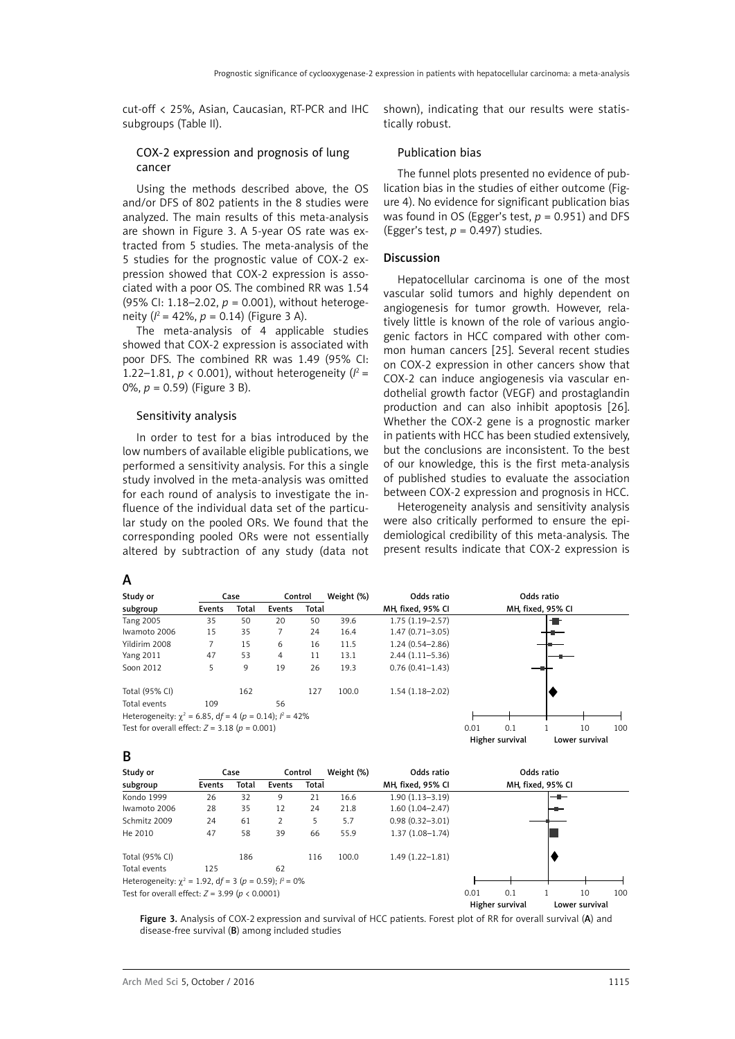cut-off < 25%, Asian, Caucasian, RT-PCR and IHC subgroups (Table II).

### COX-2 expression and prognosis of lung cancer

Using the methods described above, the OS and/or DFS of 802 patients in the 8 studies were analyzed. The main results of this meta-analysis are shown in Figure 3. A 5-year OS rate was extracted from 5 studies. The meta-analysis of the 5 studies for the prognostic value of COX-2 expression showed that COX-2 expression is associated with a poor OS. The combined RR was 1.54 (95% CI: 1.18–2.02, $p$ = 0.001), without heterogeneity ($I^2$ = 42%, $p$ = 0.14) (Figure 3 A).

The meta-analysis of 4 applicable studies showed that COX-2 expression is associated with poor DFS. The combined RR was 1.49 (95% CI: 1.22–1.81, $p$ < 0.001), without heterogeneity ($I^2$ = 0%, $p$ = 0.59) (Figure 3 B).

### Sensitivity analysis

In order to test for a bias introduced by the low numbers of available eligible publications, we performed a sensitivity analysis. For this a single study involved in the meta-analysis was omitted for each round of analysis to investigate the influence of the individual data set of the particular study on the pooled ORs. We found that the corresponding pooled ORs were not essentially altered by subtraction of any study (data not shown), indicating that our results were statistically robust.

### Publication bias

The funnel plots presented no evidence of publication bias in the studies of either outcome (Figure 4). No evidence for significant publication bias was found in OS (Egger's test, $p$ = 0.951) and DFS (Egger's test, $p$ = 0.497) studies.

## Discussion

Hepatocellular carcinoma is one of the most vascular solid tumors and highly dependent on angiogenesis for tumor growth. However, relatively little is known of the role of various angiogenic factors in HCC compared with other common human cancers [25]. Several recent studies on COX-2 expression in other cancers show that COX-2 can induce angiogenesis via vascular endothelial growth factor (VEGF) and prostaglandin production and can also inhibit apoptosis [26]. Whether the COX-2 gene is a prognostic marker in patients with HCC has been studied extensively, but the conclusions are inconsistent. To the best of our knowledge, this is the first meta-analysis of published studies to evaluate the association between COX-2 expression and prognosis in HCC.

Heterogeneity analysis and sensitivity analysis were also critically performed to ensure the epidemiological credibility of this meta-analysis. The present results indicate that COX-2 expression is

**A**

| Study or subgroup | Case Events | Case Total | Control Events | Control Total | Weight (%) | Odds ratio MH, fixed, 95% CI |
|---|---|---|---|---|---|---|
| Tang 2005 | 35 | 50 | 20 | 50 | 39.6 | 1.75 (1.19–2.57) |
| Iwamoto 2006 | 15 | 35 | 7 | 24 | 16.4 | 1.47 (0.71–3.05) |
| Yildirim 2008 | 7 | 15 | 6 | 16 | 11.5 | 1.24 (0.54–2.86) |
| Yang 2011 | 47 | 53 | 4 | 11 | 13.1 | 2.44 (1.11–5.36) |
| Soon 2012 | 5 | 9 | 19 | 26 | 19.3 | 0.76 (0.41–1.43) |
| Total (95% CI) | | 162 | | 127 | 100.0 | 1.54 (1.18–2.02) |
| Total events | 109 | | 56 | | | |

Heterogeneity: $\chi^2$ = 6.85, df = 4 ($p$ = 0.14); $I^2$ = 42%
Test for overall effect: $Z$ = 3.18 ($p$ = 0.001)

**B**

| Study or subgroup | Case Events | Case Total | Control Events | Control Total | Weight (%) | Odds ratio MH, fixed, 95% CI |
|---|---|---|---|---|---|---|
| Kondo 1999 | 26 | 32 | 9 | 21 | 16.6 | 1.90 (1.13–3.19) |
| Iwamoto 2006 | 28 | 35 | 12 | 24 | 21.8 | 1.60 (1.04–2.47) |
| Schmitz 2009 | 24 | 61 | 2 | 5 | 5.7 | 0.98 (0.32–3.01) |
| He 2010 | 47 | 58 | 39 | 66 | 55.9 | 1.37 (1.08–1.74) |
| Total (95% CI) | | 186 | | 116 | 100.0 | 1.49 (1.22–1.81) |
| Total events | 125 | | 62 | | | |

Heterogeneity: $\chi^2$ = 1.92, df = 3 ($p$ = 0.59); $I^2$ = 0%
Test for overall effect: $Z$ = 3.99 ($p$ < 0.0001)

**Figure 3.** Analysis of COX-2 expression and survival of HCC patients. Forest plot of RR for overall survival (**A**) and disease-free survival (**B**) among included studies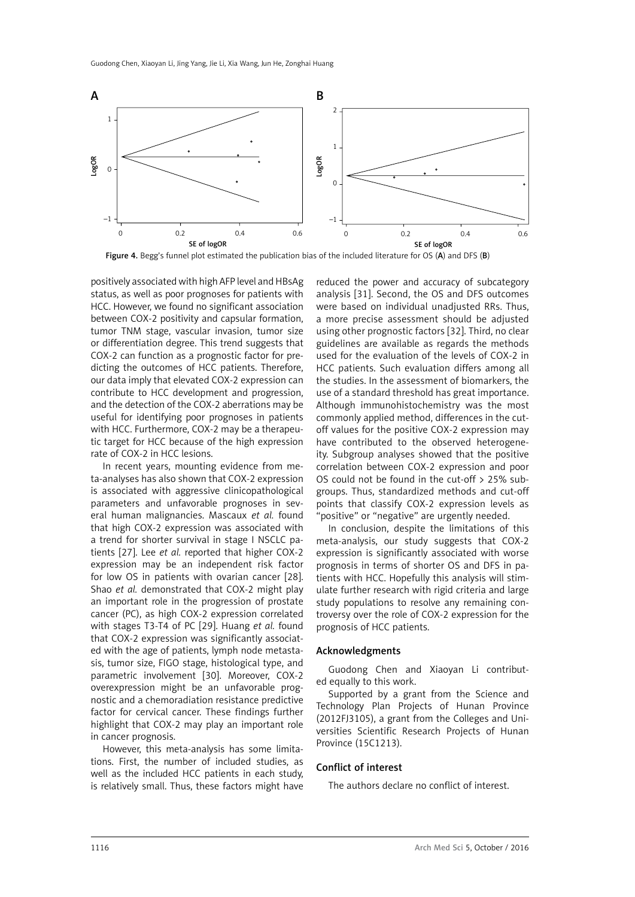Figure 4. Begg's funnel plot estimated the publication bias of the included literature for OS (**A**) and DFS (**B**)

positively associated with high AFP level and HBsAg status, as well as poor prognoses for patients with HCC. However, we found no significant association between COX-2 positivity and capsular formation, tumor TNM stage, vascular invasion, tumor size or differentiation degree. This trend suggests that COX-2 can function as a prognostic factor for predicting the outcomes of HCC patients. Therefore, our data imply that elevated COX-2 expression can contribute to HCC development and progression, and the detection of the COX-2 aberrations may be useful for identifying poor prognoses in patients with HCC. Furthermore, COX-2 may be a therapeutic target for HCC because of the high expression rate of COX-2 in HCC lesions.

In recent years, mounting evidence from meta-analyses has also shown that COX-2 expression is associated with aggressive clinicopathological parameters and unfavorable prognoses in several human malignancies. Mascaux *et al.* found that high COX-2 expression was associated with a trend for shorter survival in stage I NSCLC patients [27]. Lee *et al.* reported that higher COX-2 expression may be an independent risk factor for low OS in patients with ovarian cancer [28]. Shao *et al.* demonstrated that COX-2 might play an important role in the progression of prostate cancer (PC), as high COX-2 expression correlated with stages T3-T4 of PC [29]. Huang *et al.* found that COX-2 expression was significantly associated with the age of patients, lymph node metastasis, tumor size, FIGO stage, histological type, and parametric involvement [30]. Moreover, COX-2 overexpression might be an unfavorable prognostic and a chemoradiation resistance predictive factor for cervical cancer. These findings further highlight that COX-2 may play an important role in cancer prognosis.

However, this meta-analysis has some limitations. First, the number of included studies, as well as the included HCC patients in each study, is relatively small. Thus, these factors might have reduced the power and accuracy of subcategory analysis [31]. Second, the OS and DFS outcomes were based on individual unadjusted RRs. Thus, a more precise assessment should be adjusted using other prognostic factors [32]. Third, no clear guidelines are available as regards the methods used for the evaluation of the levels of COX-2 in HCC patients. Such evaluation differs among all the studies. In the assessment of biomarkers, the use of a standard threshold has great importance. Although immunohistochemistry was the most commonly applied method, differences in the cut-off values for the positive COX-2 expression may have contributed to the observed heterogeneity. Subgroup analyses showed that the positive correlation between COX-2 expression and poor OS could not be found in the cut-off > 25% subgroups. Thus, standardized methods and cut-off points that classify COX-2 expression levels as "positive" or "negative" are urgently needed.

In conclusion, despite the limitations of this meta-analysis, our study suggests that COX-2 expression is significantly associated with worse prognosis in terms of shorter OS and DFS in patients with HCC. Hopefully this analysis will stimulate further research with rigid criteria and large study populations to resolve any remaining controversy over the role of COX-2 expression for the prognosis of HCC patients.

## Acknowledgments

Guodong Chen and Xiaoyan Li contributed equally to this work.

Supported by a grant from the Science and Technology Plan Projects of Hunan Province (2012FJ3105), a grant from the Colleges and Universities Scientific Research Projects of Hunan Province (15C1213).

## Conflict of interest

The authors declare no conflict of interest.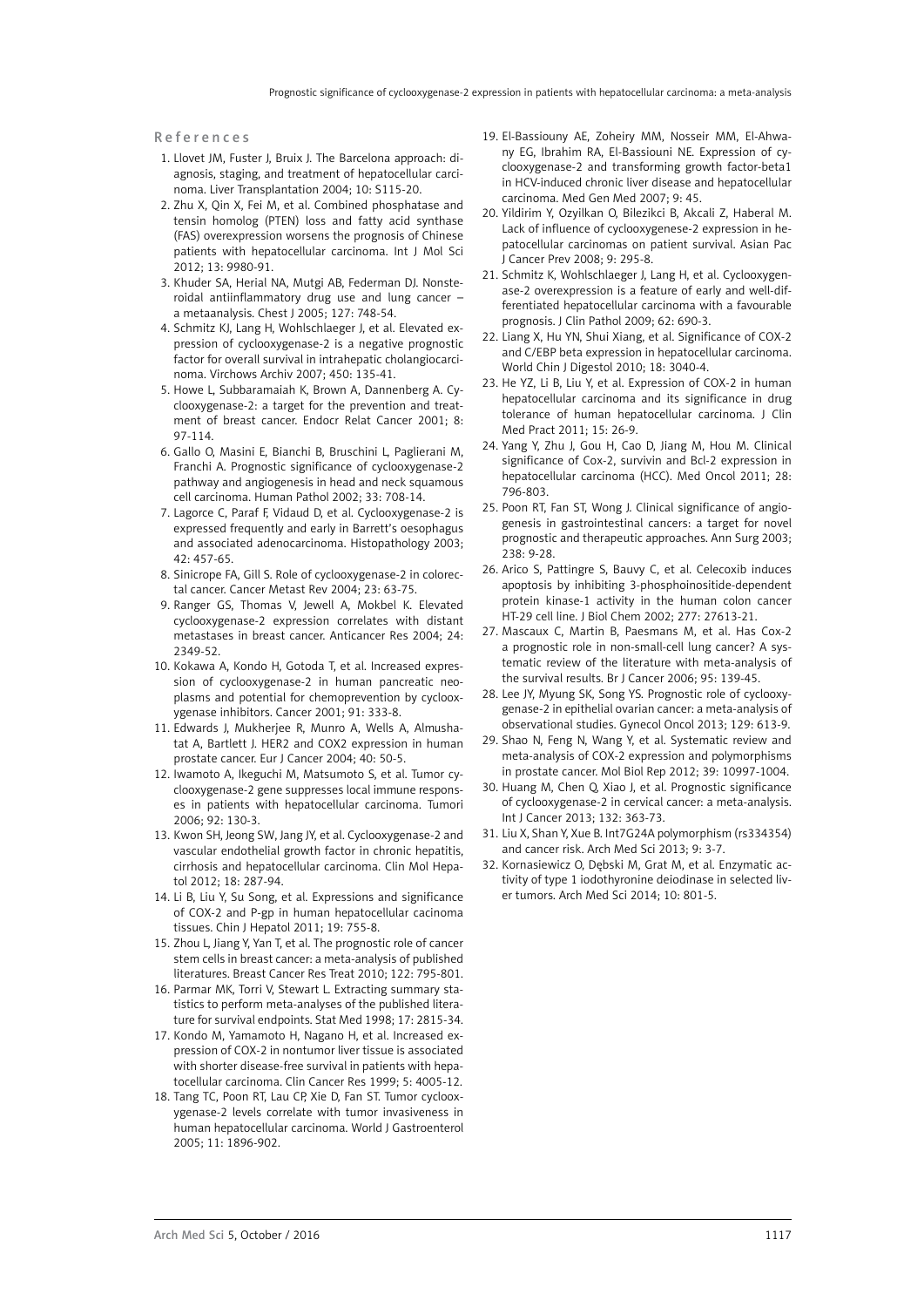## References

1. Llovet JM, Fuster J, Bruix J. The Barcelona approach: diagnosis, staging, and treatment of hepatocellular carcinoma. Liver Transplantation 2004; 10: S115-20.
2. Zhu X, Qin X, Fei M, et al. Combined phosphatase and tensin homolog (PTEN) loss and fatty acid synthase (FAS) overexpression worsens the prognosis of Chinese patients with hepatocellular carcinoma. Int J Mol Sci 2012; 13: 9980-91.
3. Khuder SA, Herial NA, Mutgi AB, Federman DJ. Nonsteroidal antiinflammatory drug use and lung cancer – a metaanalysis. Chest J 2005; 127: 748-54.
4. Schmitz KJ, Lang H, Wohlschlaeger J, et al. Elevated expression of cyclooxygenase-2 is a negative prognostic factor for overall survival in intrahepatic cholangiocarcinoma. Virchows Archiv 2007; 450: 135-41.
5. Howe L, Subbaramaiah K, Brown A, Dannenberg A. Cyclooxygenase-2: a target for the prevention and treatment of breast cancer. Endocr Relat Cancer 2001; 8: 97-114.
6. Gallo O, Masini E, Bianchi B, Bruschini L, Paglierani M, Franchi A. Prognostic significance of cyclooxygenase-2 pathway and angiogenesis in head and neck squamous cell carcinoma. Human Pathol 2002; 33: 708-14.
7. Lagorce C, Paraf F, Vidaud D, et al. Cyclooxygenase-2 is expressed frequently and early in Barrett's oesophagus and associated adenocarcinoma. Histopathology 2003; 42: 457-65.
8. Sinicrope FA, Gill S. Role of cyclooxygenase-2 in colorectal cancer. Cancer Metast Rev 2004; 23: 63-75.
9. Ranger GS, Thomas V, Jewell A, Mokbel K. Elevated cyclooxygenase-2 expression correlates with distant metastases in breast cancer. Anticancer Res 2004; 24: 2349-52.
10. Kokawa A, Kondo H, Gotoda T, et al. Increased expression of cyclooxygenase-2 in human pancreatic neoplasms and potential for chemoprevention by cyclooxygenase inhibitors. Cancer 2001; 91: 333-8.
11. Edwards J, Mukherjee R, Munro A, Wells A, Almushatat A, Bartlett J. HER2 and COX2 expression in human prostate cancer. Eur J Cancer 2004; 40: 50-5.
12. Iwamoto A, Ikeguchi M, Matsumoto S, et al. Tumor cyclooxygenase-2 gene suppresses local immune responses in patients with hepatocellular carcinoma. Tumori 2006; 92: 130-3.
13. Kwon SH, Jeong SW, Jang JY, et al. Cyclooxygenase-2 and vascular endothelial growth factor in chronic hepatitis, cirrhosis and hepatocellular carcinoma. Clin Mol Hepatol 2012; 18: 287-94.
14. Li B, Liu Y, Su Song, et al. Expressions and significance of COX-2 and P-gp in human hepatocellular cacinoma tissues. Chin J Hepatol 2011; 19: 755-8.
15. Zhou L, Jiang Y, Yan T, et al. The prognostic role of cancer stem cells in breast cancer: a meta-analysis of published literatures. Breast Cancer Res Treat 2010; 122: 795-801.
16. Parmar MK, Torri V, Stewart L. Extracting summary statistics to perform meta-analyses of the published literature for survival endpoints. Stat Med 1998; 17: 2815-34.
17. Kondo M, Yamamoto H, Nagano H, et al. Increased expression of COX-2 in nontumor liver tissue is associated with shorter disease-free survival in patients with hepatocellular carcinoma. Clin Cancer Res 1999; 5: 4005-12.
18. Tang TC, Poon RT, Lau CP, Xie D, Fan ST. Tumor cyclooxygenase-2 levels correlate with tumor invasiveness in human hepatocellular carcinoma. World J Gastroenterol 2005; 11: 1896-902.
19. El-Bassiouny AE, Zoheiry MM, Nosseir MM, El-Ahwany EG, Ibrahim RA, El-Bassiouni NE. Expression of cyclooxygenase-2 and transforming growth factor-beta1 in HCV-induced chronic liver disease and hepatocellular carcinoma. Med Gen Med 2007; 9: 45.
20. Yildirim Y, Ozyilkan O, Bilezikci B, Akcali Z, Haberal M. Lack of influence of cyclooxygenese-2 expression in hepatocellular carcinomas on patient survival. Asian Pac J Cancer Prev 2008; 9: 295-8.
21. Schmitz K, Wohlschlaeger J, Lang H, et al. Cyclooxygenase-2 overexpression is a feature of early and well-differentiated hepatocellular carcinoma with a favourable prognosis. J Clin Pathol 2009; 62: 690-3.
22. Liang X, Hu YN, Shui Xiang, et al. Significance of COX-2 and C/EBP beta expression in hepatocellular carcinoma. World Chin J Digestol 2010; 18: 3040-4.
23. He YZ, Li B, Liu Y, et al. Expression of COX-2 in human hepatocellular carcinoma and its significance in drug tolerance of human hepatocellular carcinoma. J Clin Med Pract 2011; 15: 26-9.
24. Yang Y, Zhu J, Gou H, Cao D, Jiang M, Hou M. Clinical significance of Cox-2, survivin and Bcl-2 expression in hepatocellular carcinoma (HCC). Med Oncol 2011; 28: 796-803.
25. Poon RT, Fan ST, Wong J. Clinical significance of angiogenesis in gastrointestinal cancers: a target for novel prognostic and therapeutic approaches. Ann Surg 2003; 238: 9-28.
26. Arico S, Pattingre S, Bauvy C, et al. Celecoxib induces apoptosis by inhibiting 3-phosphoinositide-dependent protein kinase-1 activity in the human colon cancer HT-29 cell line. J Biol Chem 2002; 277: 27613-21.
27. Mascaux C, Martin B, Paesmans M, et al. Has Cox-2 a prognostic role in non-small-cell lung cancer? A systematic review of the literature with meta-analysis of the survival results. Br J Cancer 2006; 95: 139-45.
28. Lee JY, Myung SK, Song YS. Prognostic role of cyclooxygenase-2 in epithelial ovarian cancer: a meta-analysis of observational studies. Gynecol Oncol 2013; 129: 613-9.
29. Shao N, Feng N, Wang Y, et al. Systematic review and meta-analysis of COX-2 expression and polymorphisms in prostate cancer. Mol Biol Rep 2012; 39: 10997-1004.
30. Huang M, Chen Q, Xiao J, et al. Prognostic significance of cyclooxygenase-2 in cervical cancer: a meta-analysis. Int J Cancer 2013; 132: 363-73.
31. Liu X, Shan Y, Xue B. Int7G24A polymorphism (rs334354) and cancer risk. Arch Med Sci 2013; 9: 3-7.
32. Kornasiewicz O, Dębski M, Grat M, et al. Enzymatic activity of type 1 iodothyronine deiodinase in selected liver tumors. Arch Med Sci 2014; 10: 801-5.